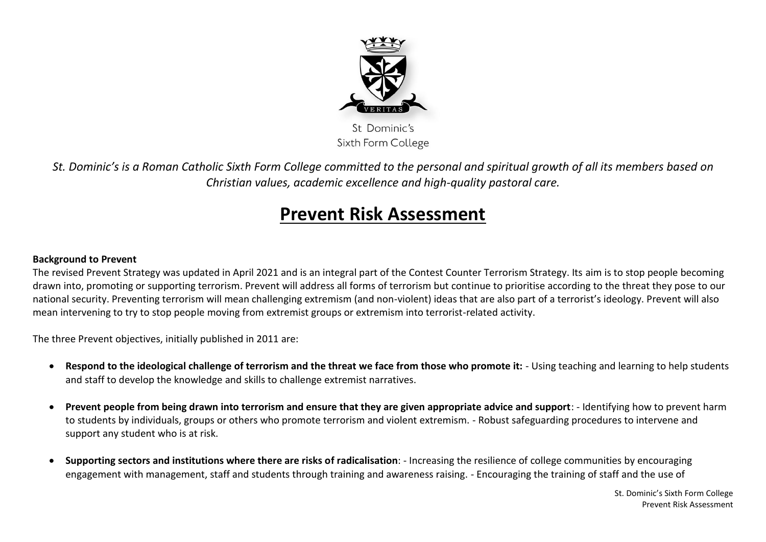St Dominic's
Sixth Form College

*St. Dominic's is a Roman Catholic Sixth Form College committed to the personal and spiritual growth of all its members based on Christian values, academic excellence and high-quality pastoral care.*

# Prevent Risk Assessment

**Background to Prevent**

The revised Prevent Strategy was updated in April 2021 and is an integral part of the Contest Counter Terrorism Strategy. Its aim is to stop people becoming drawn into, promoting or supporting terrorism. Prevent will address all forms of terrorism but continue to prioritise according to the threat they pose to our national security. Preventing terrorism will mean challenging extremism (and non-violent) ideas that are also part of a terrorist's ideology. Prevent will also mean intervening to try to stop people moving from extremist groups or extremism into terrorist-related activity.

The three Prevent objectives, initially published in 2011 are:

- **Respond to the ideological challenge of terrorism and the threat we face from those who promote it:** - Using teaching and learning to help students and staff to develop the knowledge and skills to challenge extremist narratives.

- **Prevent people from being drawn into terrorism and ensure that they are given appropriate advice and support**: - Identifying how to prevent harm to students by individuals, groups or others who promote terrorism and violent extremism. - Robust safeguarding procedures to intervene and support any student who is at risk.

- **Supporting sectors and institutions where there are risks of radicalisation**: - Increasing the resilience of college communities by encouraging engagement with management, staff and students through training and awareness raising. - Encouraging the training of staff and the use of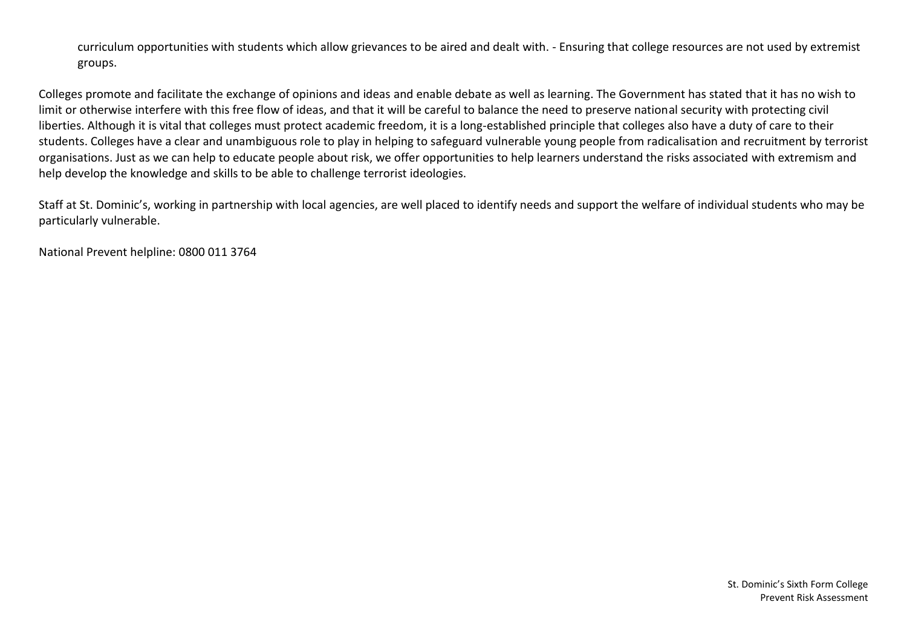curriculum opportunities with students which allow grievances to be aired and dealt with. - Ensuring that college resources are not used by extremist groups.

Colleges promote and facilitate the exchange of opinions and ideas and enable debate as well as learning. The Government has stated that it has no wish to limit or otherwise interfere with this free flow of ideas, and that it will be careful to balance the need to preserve national security with protecting civil liberties. Although it is vital that colleges must protect academic freedom, it is a long-established principle that colleges also have a duty of care to their students. Colleges have a clear and unambiguous role to play in helping to safeguard vulnerable young people from radicalisation and recruitment by terrorist organisations. Just as we can help to educate people about risk, we offer opportunities to help learners understand the risks associated with extremism and help develop the knowledge and skills to be able to challenge terrorist ideologies.

Staff at St. Dominic's, working in partnership with local agencies, are well placed to identify needs and support the welfare of individual students who may be particularly vulnerable.

National Prevent helpline: 0800 011 3764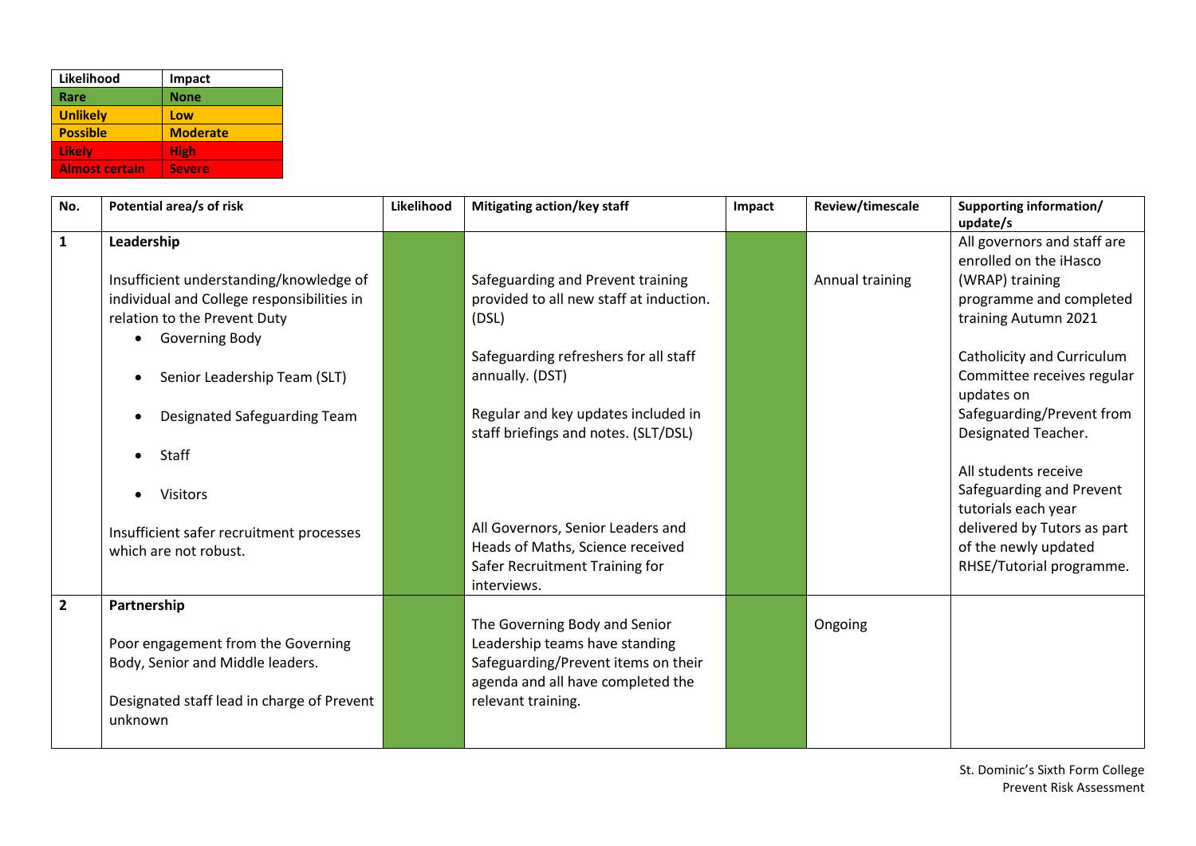| Likelihood | Impact |
|---|---|
| Rare | None |
| Unlikely | Low |
| Possible | Moderate |
| Likely | High |
| Almost certain | Severe |

| No. | Potential area/s of risk | Likelihood | Mitigating action/key staff | Impact | Review/timescale | Supporting information/ update/s |
|---|---|---|---|---|---|---|
| 1 | **Leadership**<br><br>Insufficient understanding/knowledge of individual and College responsibilities in relation to the Prevent Duty<br>• Governing Body<br>• Senior Leadership Team (SLT)<br>• Designated Safeguarding Team<br>• Staff<br>• Visitors<br><br>Insufficient safer recruitment processes which are not robust. | | Safeguarding and Prevent training provided to all new staff at induction. (DSL)<br><br>Safeguarding refreshers for all staff annually. (DST)<br><br>Regular and key updates included in staff briefings and notes. (SLT/DSL)<br><br>All Governors, Senior Leaders and Heads of Maths, Science received Safer Recruitment Training for interviews. | | Annual training | All governors and staff are enrolled on the iHasco (WRAP) training programme and completed training Autumn 2021<br><br>Catholicity and Curriculum Committee receives regular updates on Safeguarding/Prevent from Designated Teacher.<br><br>All students receive Safeguarding and Prevent tutorials each year delivered by Tutors as part of the newly updated RHSE/Tutorial programme. |
| 2 | **Partnership**<br><br>Poor engagement from the Governing Body, Senior and Middle leaders.<br><br>Designated staff lead in charge of Prevent unknown | | The Governing Body and Senior Leadership teams have standing Safeguarding/Prevent items on their agenda and all have completed the relevant training. | | Ongoing | |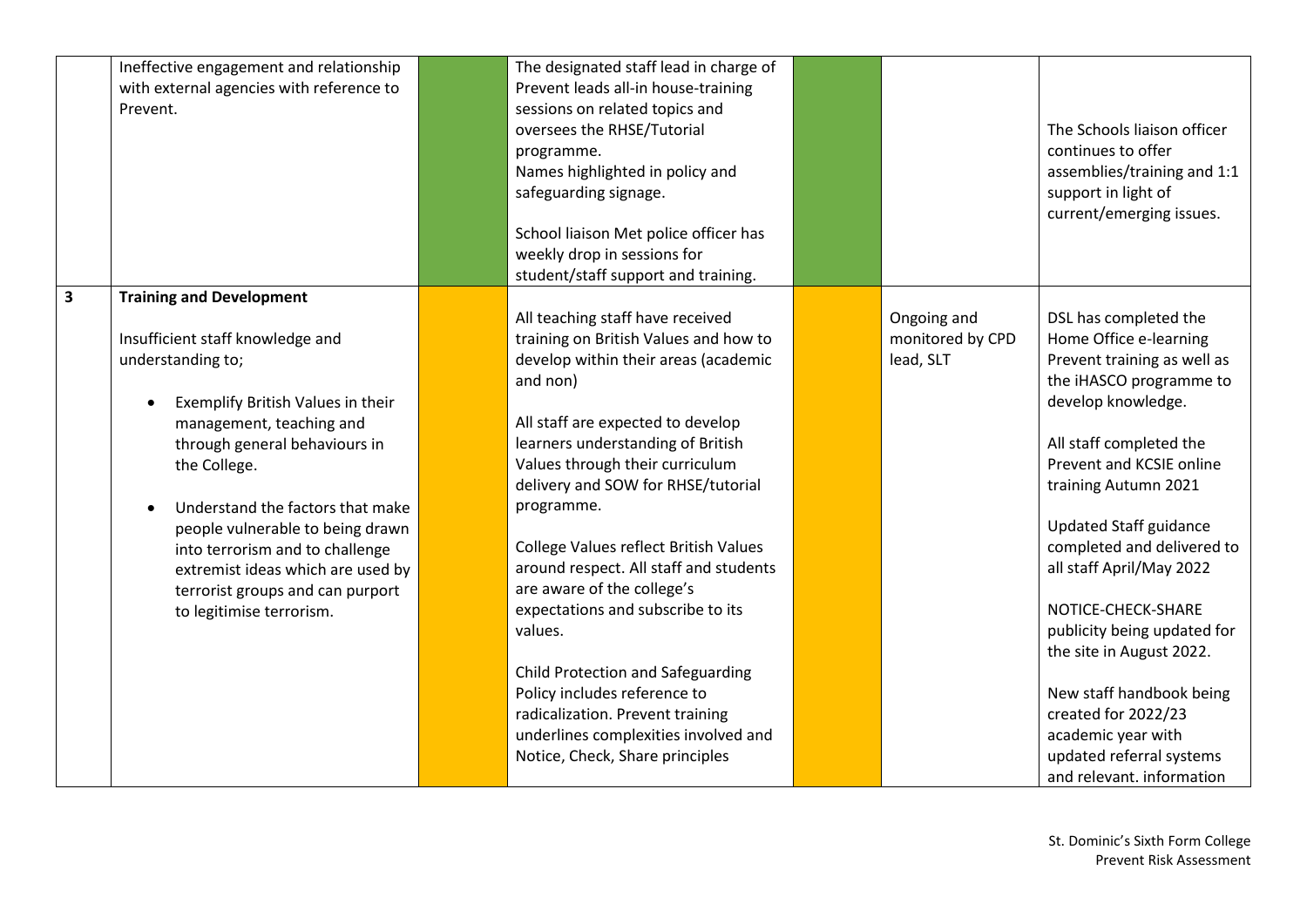| | | | | | | |
|---|---|---|---|---|---|---|
| | Ineffective engagement and relationship with external agencies with reference to Prevent. | | The designated staff lead in charge of Prevent leads all-in house-training sessions on related topics and oversees the RHSE/Tutorial programme.<br>Names highlighted in policy and safeguarding signage.<br><br>School liaison Met police officer has weekly drop in sessions for student/staff support and training. | | | The Schools liaison officer continues to offer assemblies/training and 1:1 support in light of current/emerging issues. |
| **3** | **Training and Development**<br><br>Insufficient staff knowledge and understanding to;<br><br>• Exemplify British Values in their management, teaching and through general behaviours in the College.<br><br>• Understand the factors that make people vulnerable to being drawn into terrorism and to challenge extremist ideas which are used by terrorist groups and can purport to legitimise terrorism. | | All teaching staff have received training on British Values and how to develop within their areas (academic and non)<br><br>All staff are expected to develop learners understanding of British Values through their curriculum delivery and SOW for RHSE/tutorial programme.<br><br>College Values reflect British Values around respect. All staff and students are aware of the college's expectations and subscribe to its values.<br><br>Child Protection and Safeguarding Policy includes reference to radicalization. Prevent training underlines complexities involved and Notice, Check, Share principles | | Ongoing and monitored by CPD lead, SLT | DSL has completed the Home Office e-learning Prevent training as well as the iHASCO programme to develop knowledge.<br><br>All staff completed the Prevent and KCSIE online training Autumn 2021<br><br>Updated Staff guidance completed and delivered to all staff April/May 2022<br><br>NOTICE-CHECK-SHARE publicity being updated for the site in August 2022.<br><br>New staff handbook being created for 2022/23 academic year with updated referral systems and relevant. information |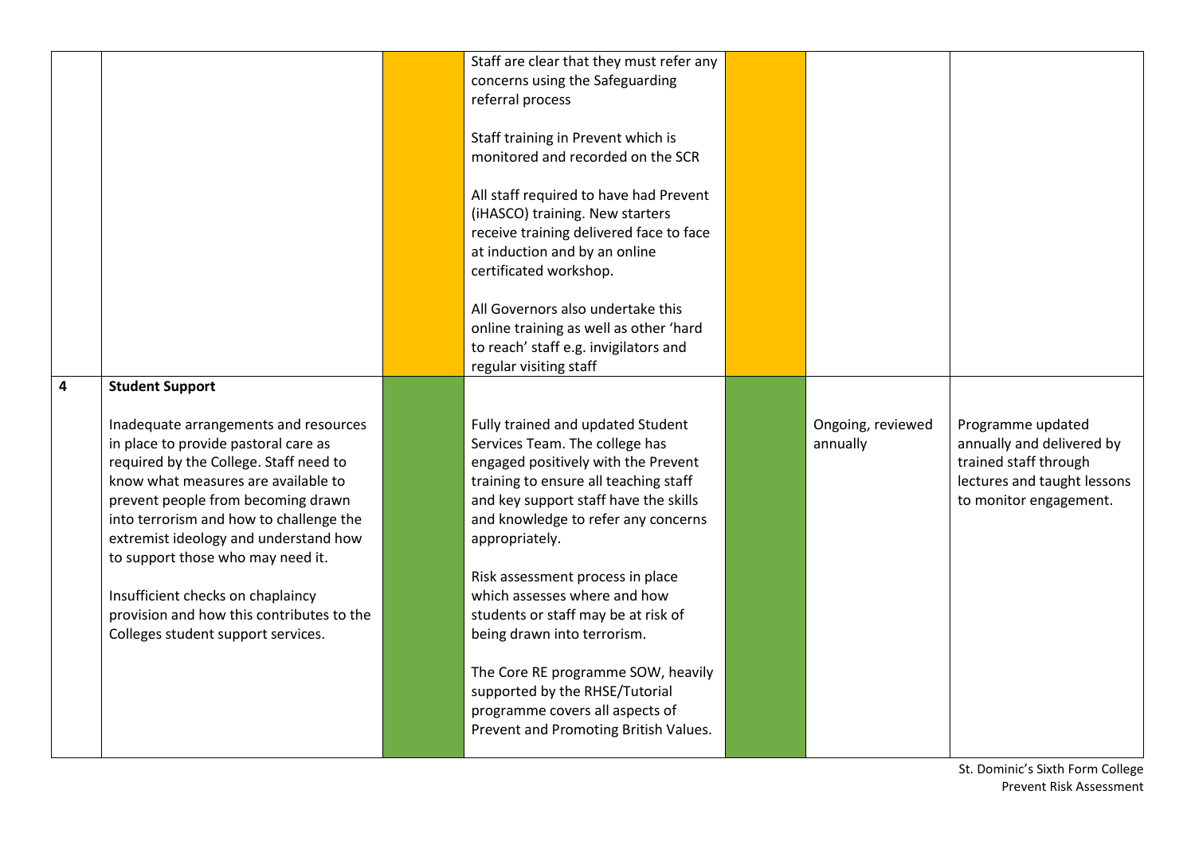| | | | | | | |
|---|---|---|---|---|---|---|
| | | | Staff are clear that they must refer any concerns using the Safeguarding referral process<br><br>Staff training in Prevent which is monitored and recorded on the SCR<br><br>All staff required to have had Prevent (iHASCO) training. New starters receive training delivered face to face at induction and by an online certificated workshop.<br><br>All Governors also undertake this online training as well as other 'hard to reach' staff e.g. invigilators and regular visiting staff | | | |
| 4 | **Student Support**<br><br>Inadequate arrangements and resources in place to provide pastoral care as required by the College. Staff need to know what measures are available to prevent people from becoming drawn into terrorism and how to challenge the extremist ideology and understand how to support those who may need it.<br><br>Insufficient checks on chaplaincy provision and how this contributes to the Colleges student support services. | | Fully trained and updated Student Services Team. The college has engaged positively with the Prevent training to ensure all teaching staff and key support staff have the skills and knowledge to refer any concerns appropriately.<br><br>Risk assessment process in place which assesses where and how students or staff may be at risk of being drawn into terrorism.<br><br>The Core RE programme SOW, heavily supported by the RHSE/Tutorial programme covers all aspects of Prevent and Promoting British Values. | | Ongoing, reviewed annually | Programme updated annually and delivered by trained staff through lectures and taught lessons to monitor engagement. |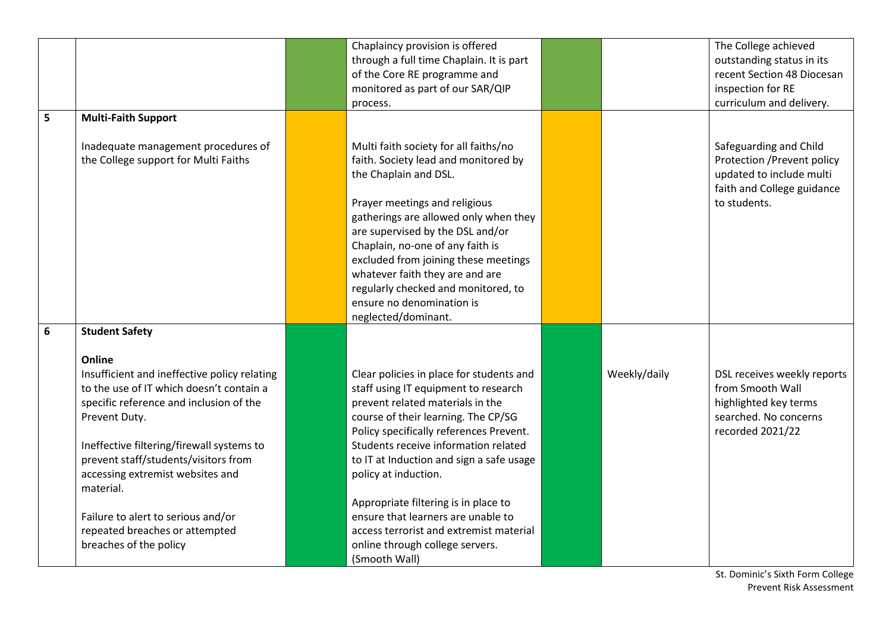| | | | | | | |
|---|---|---|---|---|---|---|
| | | | Chaplaincy provision is offered through a full time Chaplain. It is part of the Core RE programme and monitored as part of our SAR/QIP process. | | | The College achieved outstanding status in its recent Section 48 Diocesan inspection for RE curriculum and delivery. |
| 5 | **Multi-Faith Support**<br><br>Inadequate management procedures of the College support for Multi Faiths | | Multi faith society for all faiths/no faith. Society lead and monitored by the Chaplain and DSL.<br><br>Prayer meetings and religious gatherings are allowed only when they are supervised by the DSL and/or Chaplain, no-one of any faith is excluded from joining these meetings whatever faith they are and are regularly checked and monitored, to ensure no denomination is neglected/dominant. | | | Safeguarding and Child Protection /Prevent policy updated to include multi faith and College guidance to students. |
| 6 | **Student Safety**<br><br>**Online**<br>Insufficient and ineffective policy relating to the use of IT which doesn't contain a specific reference and inclusion of the Prevent Duty.<br><br>Ineffective filtering/firewall systems to prevent staff/students/visitors from accessing extremist websites and material.<br><br>Failure to alert to serious and/or repeated breaches or attempted breaches of the policy | | Clear policies in place for students and staff using IT equipment to research prevent related materials in the course of their learning. The CP/SG Policy specifically references Prevent. Students receive information related to IT at Induction and sign a safe usage policy at induction.<br><br>Appropriate filtering is in place to ensure that learners are unable to access terrorist and extremist material online through college servers. (Smooth Wall) | | Weekly/daily | DSL receives weekly reports from Smooth Wall highlighted key terms searched. No concerns recorded 2021/22 |

St. Dominic's Sixth Form College
Prevent Risk Assessment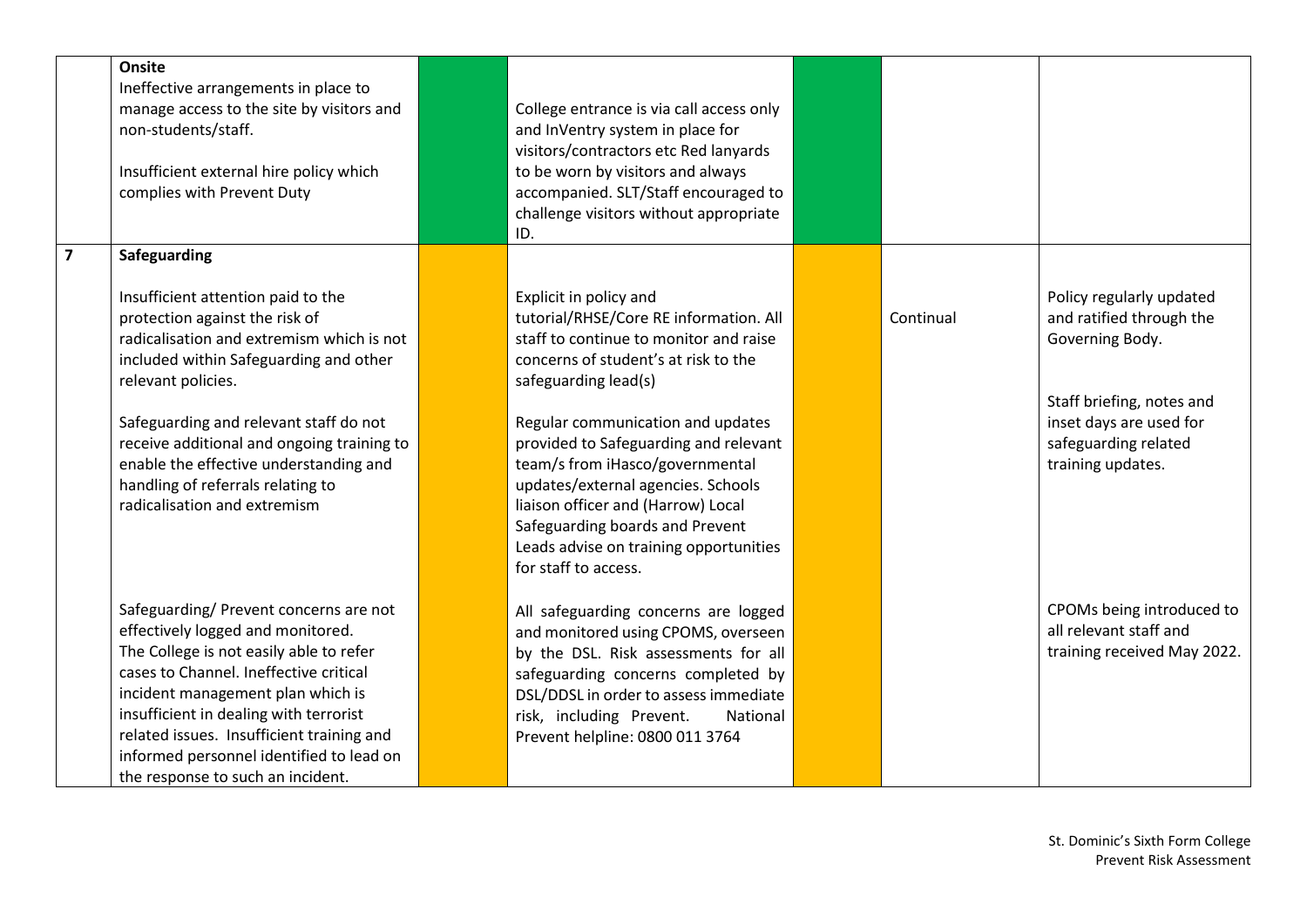| | | | | | | |
|---|---|---|---|---|---|---|
| | **Onsite**<br>Ineffective arrangements in place to manage access to the site by visitors and non-students/staff.<br><br>Insufficient external hire policy which complies with Prevent Duty | | College entrance is via call access only and InVentry system in place for visitors/contractors etc Red lanyards to be worn by visitors and always accompanied. SLT/Staff encouraged to challenge visitors without appropriate ID. | | | |
| **7** | **Safeguarding**<br><br>Insufficient attention paid to the protection against the risk of radicalisation and extremism which is not included within Safeguarding and other relevant policies.<br><br>Safeguarding and relevant staff do not receive additional and ongoing training to enable the effective understanding and handling of referrals relating to radicalisation and extremism<br><br>Safeguarding/ Prevent concerns are not effectively logged and monitored. The College is not easily able to refer cases to Channel. Ineffective critical incident management plan which is insufficient in dealing with terrorist related issues. Insufficient training and informed personnel identified to lead on the response to such an incident. | | Explicit in policy and tutorial/RHSE/Core RE information. All staff to continue to monitor and raise concerns of student's at risk to the safeguarding lead(s)<br><br>Regular communication and updates provided to Safeguarding and relevant team/s from iHasco/governmental updates/external agencies. Schools liaison officer and (Harrow) Local Safeguarding boards and Prevent Leads advise on training opportunities for staff to access.<br><br>All safeguarding concerns are logged and monitored using CPOMS, overseen by the DSL. Risk assessments for all safeguarding concerns completed by DSL/DDSL in order to assess immediate risk, including Prevent. National Prevent helpline: 0800 011 3764 | | Continual | Policy regularly updated and ratified through the Governing Body.<br><br>Staff briefing, notes and inset days are used for safeguarding related training updates.<br><br>CPOMs being introduced to all relevant staff and training received May 2022. |